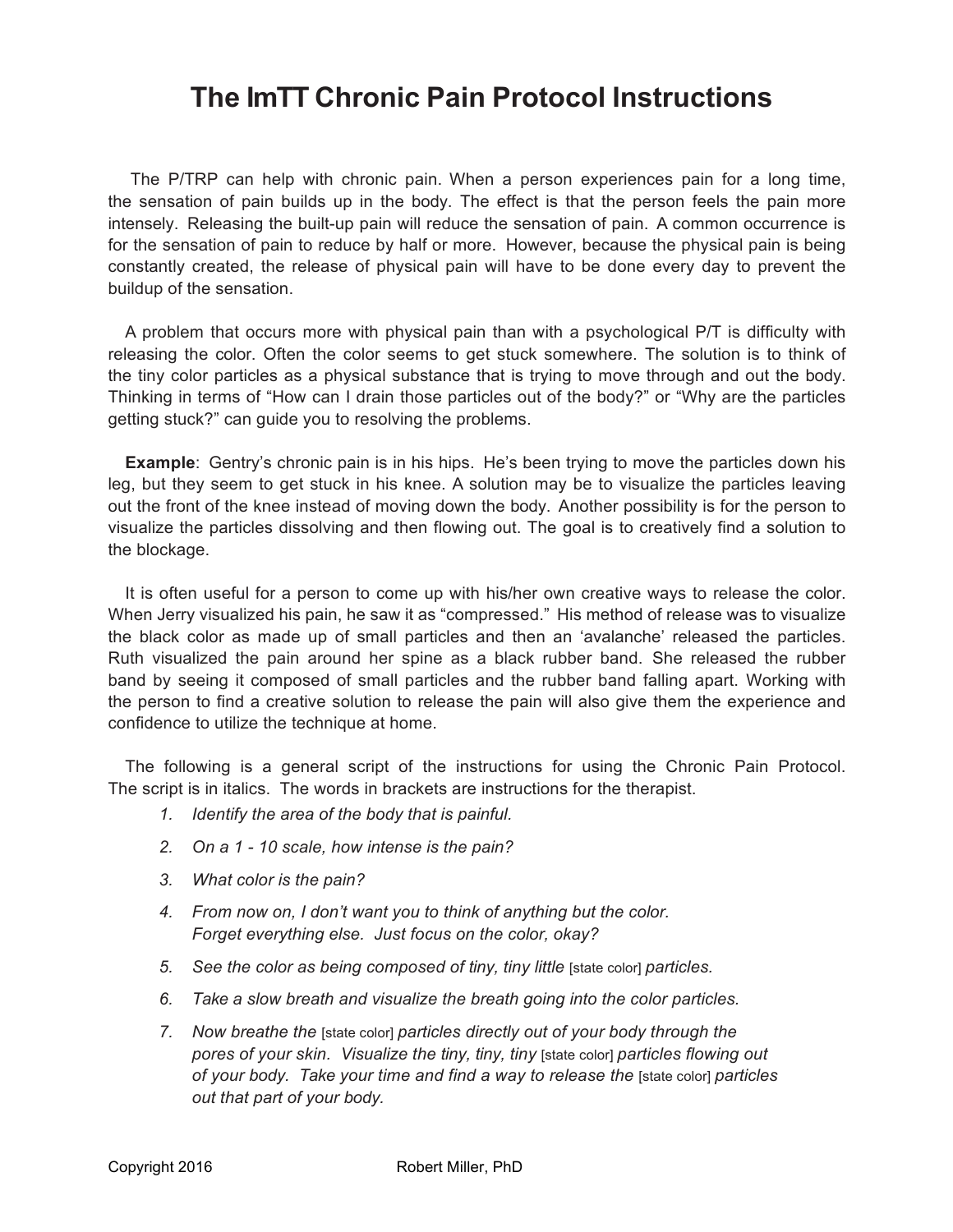# The ImTT Chronic Pain Protocol Instructions

The P/TRP can help with chronic pain. When a person experiences pain for a long time, the sensation of pain builds up in the body. The effect is that the person feels the pain more intensely. Releasing the built-up pain will reduce the sensation of pain. A common occurrence is for the sensation of pain to reduce by half or more. However, because the physical pain is being constantly created, the release of physical pain will have to be done every day to prevent the buildup of the sensation.

A problem that occurs more with physical pain than with a psychological P/T is difficulty with releasing the color. Often the color seems to get stuck somewhere. The solution is to think of the tiny color particles as a physical substance that is trying to move through and out the body. Thinking in terms of "How can I drain those particles out of the body?" or "Why are the particles getting stuck?" can guide you to resolving the problems.

**Example**: Gentry's chronic pain is in his hips. He's been trying to move the particles down his leg, but they seem to get stuck in his knee. A solution may be to visualize the particles leaving out the front of the knee instead of moving down the body. Another possibility is for the person to visualize the particles dissolving and then flowing out. The goal is to creatively find a solution to the blockage.

It is often useful for a person to come up with his/her own creative ways to release the color. When Jerry visualized his pain, he saw it as "compressed." His method of release was to visualize the black color as made up of small particles and then an 'avalanche' released the particles. Ruth visualized the pain around her spine as a black rubber band. She released the rubber band by seeing it composed of small particles and the rubber band falling apart. Working with the person to find a creative solution to release the pain will also give them the experience and confidence to utilize the technique at home.

The following is a general script of the instructions for using the Chronic Pain Protocol. The script is in italics. The words in brackets are instructions for the therapist.

1. *Identify the area of the body that is painful.*
2. *On a 1 - 10 scale, how intense is the pain?*
3. *What color is the pain?*
4. *From now on, I don't want you to think of anything but the color. Forget everything else. Just focus on the color, okay?*
5. *See the color as being composed of tiny, tiny little* [state color] *particles.*
6. *Take a slow breath and visualize the breath going into the color particles.*
7. *Now breathe the* [state color] *particles directly out of your body through the pores of your skin. Visualize the tiny, tiny, tiny* [state color] *particles flowing out of your body. Take your time and find a way to release the* [state color] *particles out that part of your body.*

Copyright 2016 Robert Miller, PhD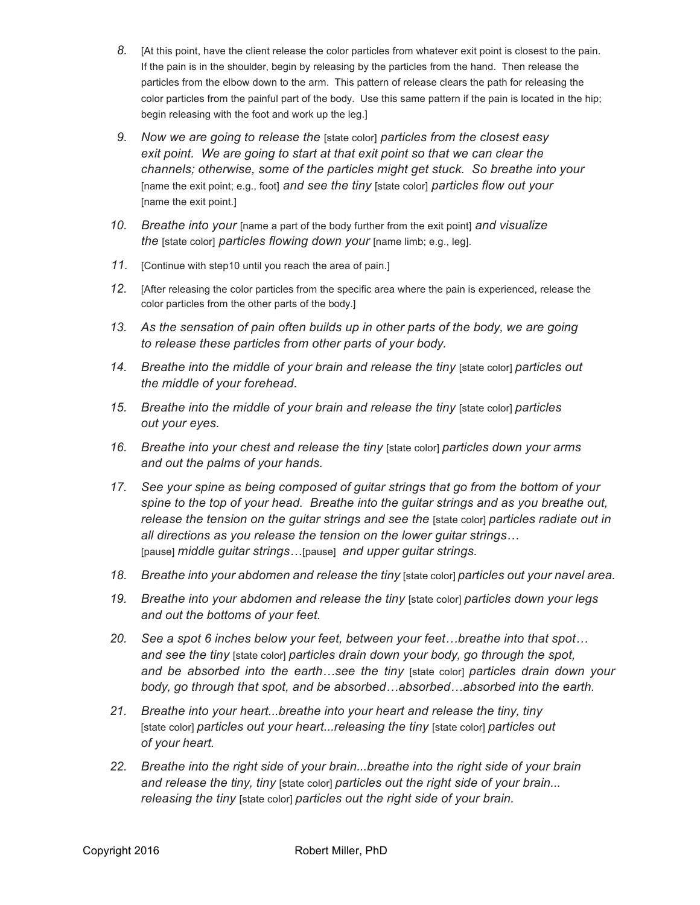8. [At this point, have the client release the color particles from whatever exit point is closest to the pain. If the pain is in the shoulder, begin by releasing by the particles from the hand. Then release the particles from the elbow down to the arm. This pattern of release clears the path for releasing the color particles from the painful part of the body. Use this same pattern if the pain is located in the hip; begin releasing with the foot and work up the leg.]

9. *Now we are going to release the* [state color] *particles from the closest easy exit point. We are going to start at that exit point so that we can clear the channels; otherwise, some of the particles might get stuck. So breathe into your* [name the exit point; e.g., foot] *and see the tiny* [state color] *particles flow out your* [name the exit point.]

10. *Breathe into your* [name a part of the body further from the exit point] *and visualize the* [state color] *particles flowing down your* [name limb; e.g., leg].

11. [Continue with step10 until you reach the area of pain.]

12. [After releasing the color particles from the specific area where the pain is experienced, release the color particles from the other parts of the body.]

13. *As the sensation of pain often builds up in other parts of the body, we are going to release these particles from other parts of your body.*

14. *Breathe into the middle of your brain and release the tiny* [state color] *particles out the middle of your forehead.*

15. *Breathe into the middle of your brain and release the tiny* [state color] *particles out your eyes.*

16. *Breathe into your chest and release the tiny* [state color] *particles down your arms and out the palms of your hands.*

17. *See your spine as being composed of guitar strings that go from the bottom of your spine to the top of your head. Breathe into the guitar strings and as you breathe out, release the tension on the guitar strings and see the* [state color] *particles radiate out in all directions as you release the tension on the lower guitar strings…* [pause] *middle guitar strings…*[pause] *and upper guitar strings.*

18. *Breathe into your abdomen and release the tiny* [state color] *particles out your navel area.*

19. *Breathe into your abdomen and release the tiny* [state color] *particles down your legs and out the bottoms of your feet.*

20. *See a spot 6 inches below your feet, between your feet…breathe into that spot… and see the tiny* [state color] *particles drain down your body, go through the spot, and be absorbed into the earth…see the tiny* [state color] *particles drain down your body, go through that spot, and be absorbed…absorbed…absorbed into the earth.*

21. *Breathe into your heart...breathe into your heart and release the tiny, tiny* [state color] *particles out your heart...releasing the tiny* [state color] *particles out of your heart.*

22. *Breathe into the right side of your brain...breathe into the right side of your brain and release the tiny, tiny* [state color] *particles out the right side of your brain... releasing the tiny* [state color] *particles out the right side of your brain.*

Copyright 2016 Robert Miller, PhD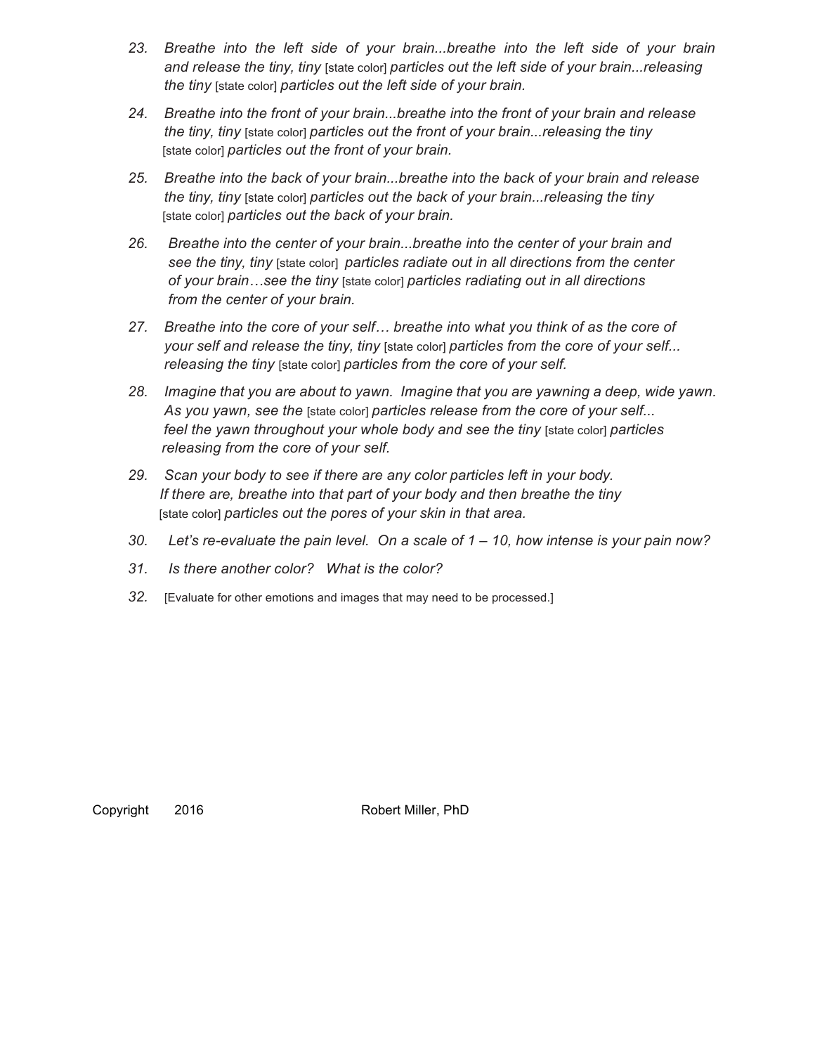23. *Breathe into the left side of your brain...breathe into the left side of your brain and release the tiny, tiny* [state color] *particles out the left side of your brain...releasing the tiny* [state color] *particles out the left side of your brain.*

24. *Breathe into the front of your brain...breathe into the front of your brain and release the tiny, tiny* [state color] *particles out the front of your brain...releasing the tiny* [state color] *particles out the front of your brain.*

25. *Breathe into the back of your brain...breathe into the back of your brain and release the tiny, tiny* [state color] *particles out the back of your brain...releasing the tiny* [state color] *particles out the back of your brain.*

26. *Breathe into the center of your brain...breathe into the center of your brain and see the tiny, tiny* [state color] *particles radiate out in all directions from the center of your brain…see the tiny* [state color] *particles radiating out in all directions from the center of your brain.*

27. *Breathe into the core of your self… breathe into what you think of as the core of your self and release the tiny, tiny* [state color] *particles from the core of your self... releasing the tiny* [state color] *particles from the core of your self.*

28. *Imagine that you are about to yawn. Imagine that you are yawning a deep, wide yawn. As you yawn, see the* [state color] *particles release from the core of your self... feel the yawn throughout your whole body and see the tiny* [state color] *particles releasing from the core of your self.*

29. *Scan your body to see if there are any color particles left in your body. If there are, breathe into that part of your body and then breathe the tiny* [state color] *particles out the pores of your skin in that area.*

30. *Let's re-evaluate the pain level. On a scale of 1 – 10, how intense is your pain now?*

31. *Is there another color? What is the color?*

32. [Evaluate for other emotions and images that may need to be processed.]

Copyright 2016 Robert Miller, PhD